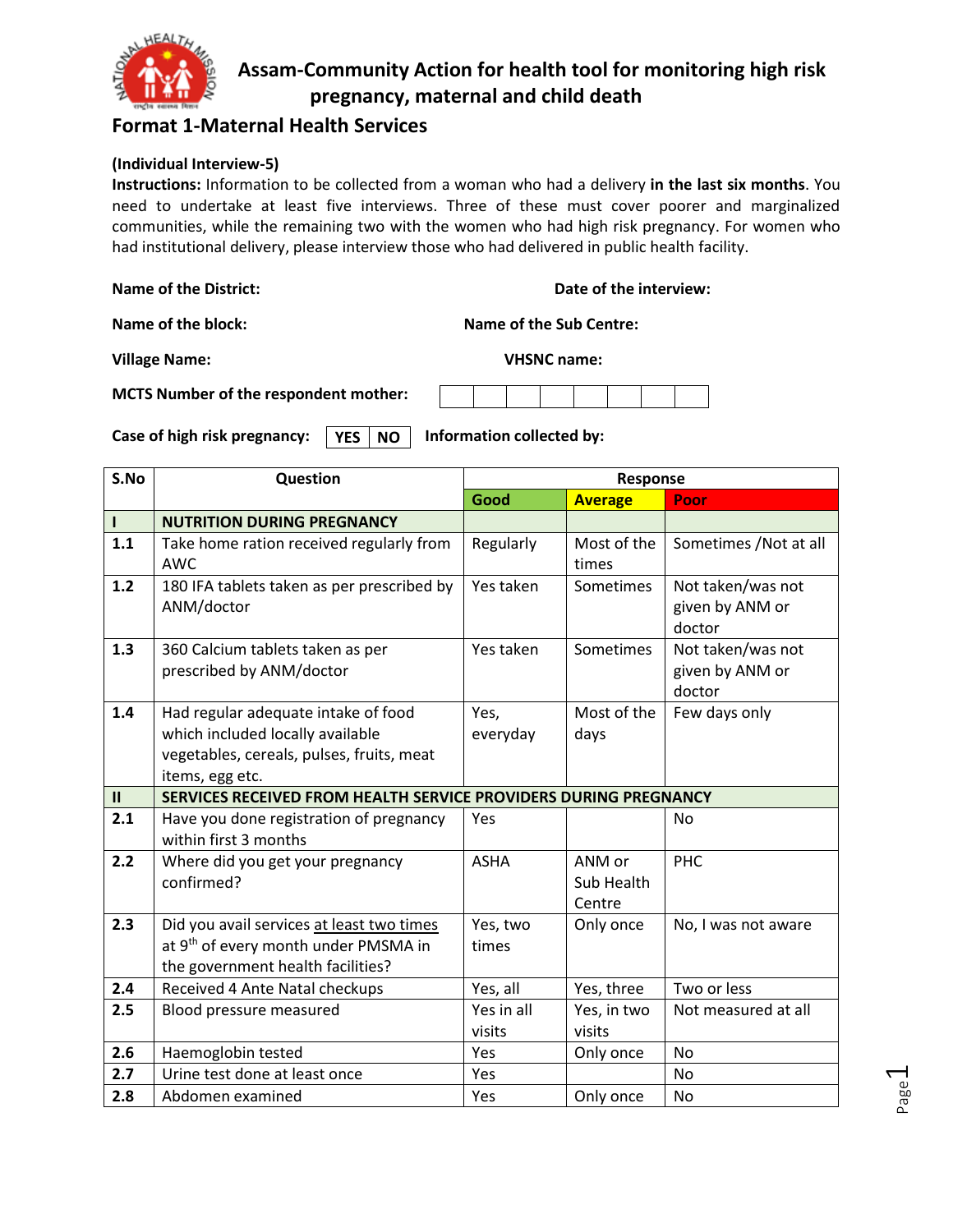# Assam-Community Action for health tool for monitoring high risk pregnancy, maternal and child death

## Format 1-Maternal Health Services

**(Individual Interview-5)**

**Instructions:** Information to be collected from a woman who had a delivery **in the last six months**. You need to undertake at least five interviews. Three of these must cover poorer and marginalized communities, while the remaining two with the women who had high risk pregnancy. For women who had institutional delivery, please interview those who had delivered in public health facility.

**Name of the District:** &nbsp;&nbsp;&nbsp;&nbsp; **Date of the interview:**

**Name of the block:** &nbsp;&nbsp;&nbsp;&nbsp; **Name of the Sub Centre:**

**Village Name:** &nbsp;&nbsp;&nbsp;&nbsp; **VHSNC name:**

**MCTS Number of the respondent mother:** | | | | | | | | |

**Case of high risk pregnancy:** YES | NO &nbsp;&nbsp;&nbsp;&nbsp; **Information collected by:**

| S.No | Question | Response | | |
|---|---|---|---|---|
| | | **Good** | **Average** | **Poor** |
| **I** | **NUTRITION DURING PREGNANCY** | | | |
| **1.1** | Take home ration received regularly from AWC | Regularly | Most of the times | Sometimes /Not at all |
| **1.2** | 180 IFA tablets taken as per prescribed by ANM/doctor | Yes taken | Sometimes | Not taken/was not given by ANM or doctor |
| **1.3** | 360 Calcium tablets taken as per prescribed by ANM/doctor | Yes taken | Sometimes | Not taken/was not given by ANM or doctor |
| **1.4** | Had regular adequate intake of food which included locally available vegetables, cereals, pulses, fruits, meat items, egg etc. | Yes, everyday | Most of the days | Few days only |
| **II** | **SERVICES RECEIVED FROM HEALTH SERVICE PROVIDERS DURING PREGNANCY** | | | |
| **2.1** | Have you done registration of pregnancy within first 3 months | Yes | | No |
| **2.2** | Where did you get your pregnancy confirmed? | ASHA | ANM or Sub Health Centre | PHC |
| **2.3** | Did you avail services at least two times at 9th of every month under PMSMA in the government health facilities? | Yes, two times | Only once | No, I was not aware |
| **2.4** | Received 4 Ante Natal checkups | Yes, all | Yes, three | Two or less |
| **2.5** | Blood pressure measured | Yes in all visits | Yes, in two visits | Not measured at all |
| **2.6** | Haemoglobin tested | Yes | Only once | No |
| **2.7** | Urine test done at least once | Yes | | No |
| **2.8** | Abdomen examined | Yes | Only once | No |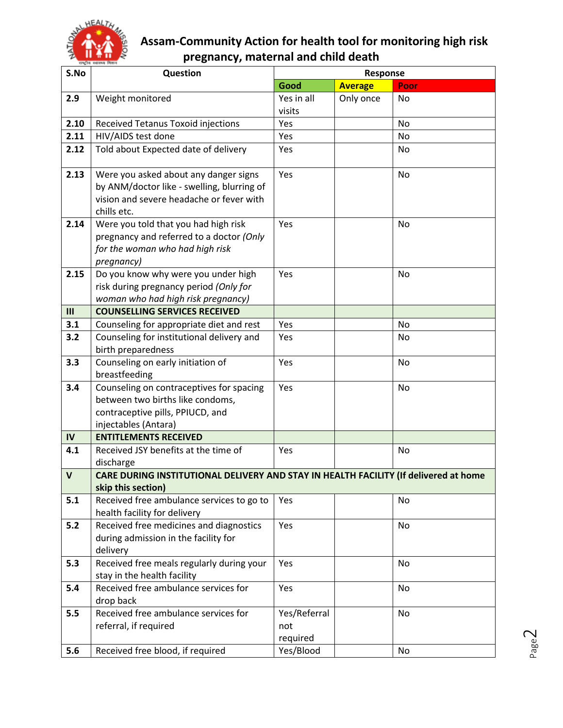# Assam-Community Action for health tool for monitoring high risk pregnancy, maternal and child death

| S.No | Question | Response | | |
|---|---|---|---|---|
| | | **Good** | **Average** | **Poor** |
| **2.9** | Weight monitored | Yes in all visits | Only once | No |
| **2.10** | Received Tetanus Toxoid injections | Yes | | No |
| **2.11** | HIV/AIDS test done | Yes | | No |
| **2.12** | Told about Expected date of delivery | Yes | | No |
| **2.13** | Were you asked about any danger signs by ANM/doctor like - swelling, blurring of vision and severe headache or fever with chills etc. | Yes | | No |
| **2.14** | Were you told that you had high risk pregnancy and referred to a doctor *(Only for the woman who had high risk pregnancy)* | Yes | | No |
| **2.15** | Do you know why were you under high risk during pregnancy period *(Only for woman who had high risk pregnancy)* | Yes | | No |
| **III** | **COUNSELLING SERVICES RECEIVED** | | | |
| **3.1** | Counseling for appropriate diet and rest | Yes | | No |
| **3.2** | Counseling for institutional delivery and birth preparedness | Yes | | No |
| **3.3** | Counseling on early initiation of breastfeeding | Yes | | No |
| **3.4** | Counseling on contraceptives for spacing between two births like condoms, contraceptive pills, PPIUCD, and injectables (Antara) | Yes | | No |
| **IV** | **ENTITLEMENTS RECEIVED** | | | |
| **4.1** | Received JSY benefits at the time of discharge | Yes | | No |
| **V** | **CARE DURING INSTITUTIONAL DELIVERY AND STAY IN HEALTH FACILITY (If delivered at home skip this section)** | | | |
| **5.1** | Received free ambulance services to go to health facility for delivery | Yes | | No |
| **5.2** | Received free medicines and diagnostics during admission in the facility for delivery | Yes | | No |
| **5.3** | Received free meals regularly during your stay in the health facility | Yes | | No |
| **5.4** | Received free ambulance services for drop back | Yes | | No |
| **5.5** | Received free ambulance services for referral, if required | Yes/Referral not required | | No |
| **5.6** | Received free blood, if required | Yes/Blood | | No |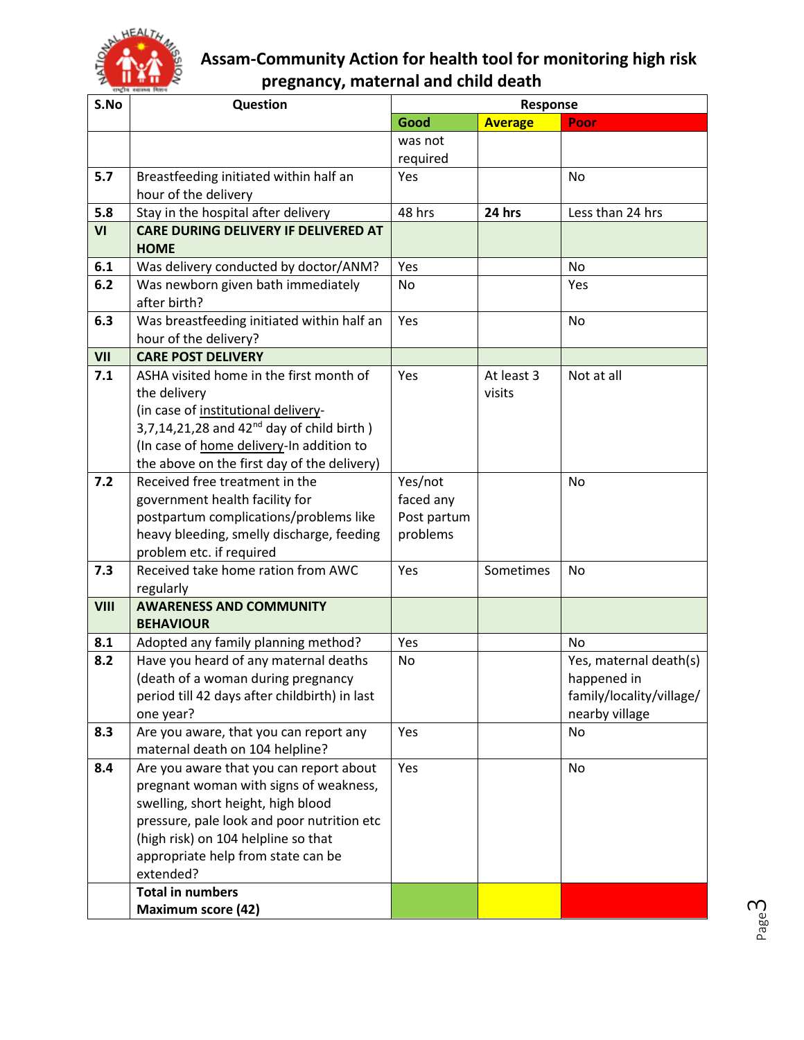# Assam-Community Action for health tool for monitoring high risk pregnancy, maternal and child death

| S.No | Question | Response | | |
|---|---|---|---|---|
| | | **Good** | **Average** | **Poor** |
| | | was not required | | |
| **5.7** | Breastfeeding initiated within half an hour of the delivery | Yes | | No |
| **5.8** | Stay in the hospital after delivery | 48 hrs | **24 hrs** | Less than 24 hrs |
| **VI** | **CARE DURING DELIVERY IF DELIVERED AT HOME** | | | |
| **6.1** | Was delivery conducted by doctor/ANM? | Yes | | No |
| **6.2** | Was newborn given bath immediately after birth? | No | | Yes |
| **6.3** | Was breastfeeding initiated within half an hour of the delivery? | Yes | | No |
| **VII** | **CARE POST DELIVERY** | | | |
| **7.1** | ASHA visited home in the first month of the delivery (in case of institutional delivery- 3,7,14,21,28 and 42nd day of child birth ) (In case of home delivery-In addition to the above on the first day of the delivery) | Yes | At least 3 visits | Not at all |
| **7.2** | Received free treatment in the government health facility for postpartum complications/problems like heavy bleeding, smelly discharge, feeding problem etc. if required | Yes/not faced any Post partum problems | | No |
| **7.3** | Received take home ration from AWC regularly | Yes | Sometimes | No |
| **VIII** | **AWARENESS AND COMMUNITY BEHAVIOUR** | | | |
| **8.1** | Adopted any family planning method? | Yes | | No |
| **8.2** | Have you heard of any maternal deaths (death of a woman during pregnancy period till 42 days after childbirth) in last one year? | No | | Yes, maternal death(s) happened in family/locality/village/ nearby village |
| **8.3** | Are you aware, that you can report any maternal death on 104 helpline? | Yes | | No |
| **8.4** | Are you aware that you can report about pregnant woman with signs of weakness, swelling, short height, high blood pressure, pale look and poor nutrition etc (high risk) on 104 helpline so that appropriate help from state can be extended? | Yes | | No |
| | **Total in numbers Maximum score (42)** | | | |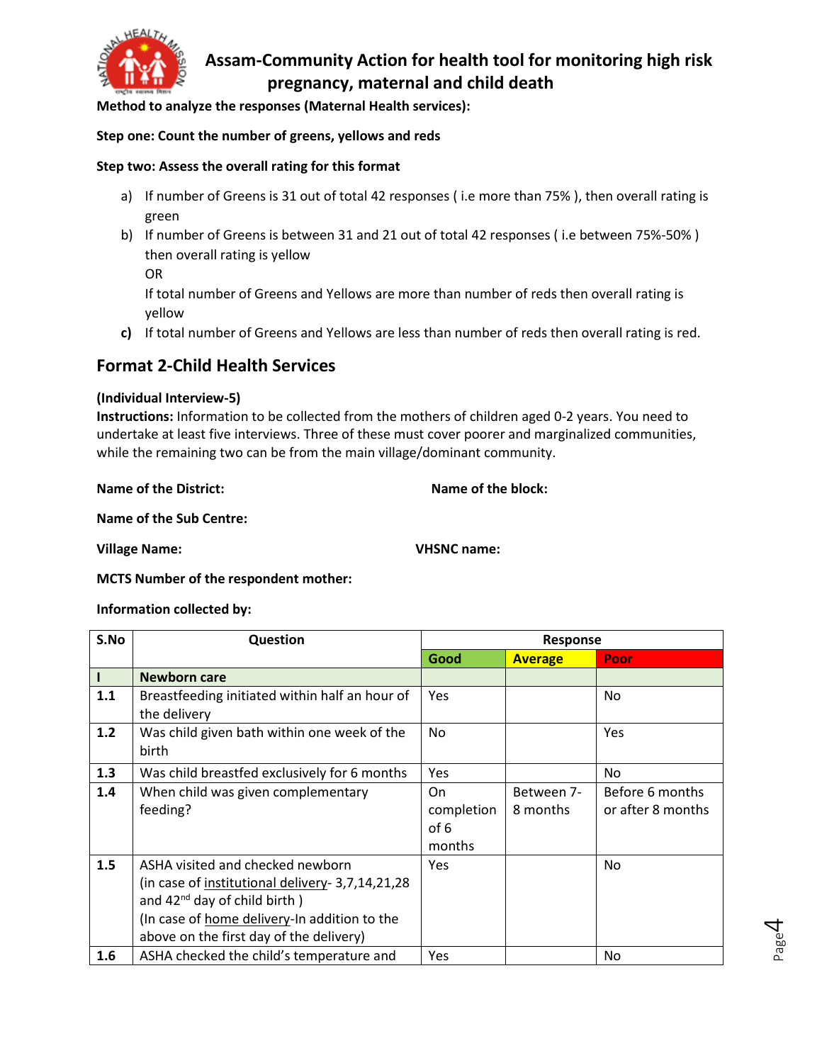# Assam-Community Action for health tool for monitoring high risk pregnancy, maternal and child death

**Method to analyze the responses (Maternal Health services):**

**Step one: Count the number of greens, yellows and reds**

**Step two: Assess the overall rating for this format**

a) If number of Greens is 31 out of total 42 responses ( i.e more than 75% ), then overall rating is green

b) If number of Greens is between 31 and 21 out of total 42 responses ( i.e between 75%-50% ) then overall rating is yellow

   OR

   If total number of Greens and Yellows are more than number of reds then overall rating is yellow

**c)** If total number of Greens and Yellows are less than number of reds then overall rating is red.

## Format 2-Child Health Services

**(Individual Interview-5)**

**Instructions:** Information to be collected from the mothers of children aged 0-2 years. You need to undertake at least five interviews. Three of these must cover poorer and marginalized communities, while the remaining two can be from the main village/dominant community.

**Name of the District:** **Name of the block:**

**Name of the Sub Centre:**

**Village Name:** **VHSNC name:**

**MCTS Number of the respondent mother:**

**Information collected by:**

| S.No | Question | Response | | |
|---|---|---|---|---|
| | | **Good** | **Average** | **Poor** |
| **I** | **Newborn care** | | | |
| **1.1** | Breastfeeding initiated within half an hour of the delivery | Yes | | No |
| **1.2** | Was child given bath within one week of the birth | No | | Yes |
| **1.3** | Was child breastfed exclusively for 6 months | Yes | | No |
| **1.4** | When child was given complementary feeding? | On completion of 6 months | Between 7-8 months | Before 6 months or after 8 months |
| **1.5** | ASHA visited and checked newborn (in case of institutional delivery- 3,7,14,21,28 and 42nd day of child birth ) (In case of home delivery-In addition to the above on the first day of the delivery) | Yes | | No |
| **1.6** | ASHA checked the child's temperature and | Yes | | No |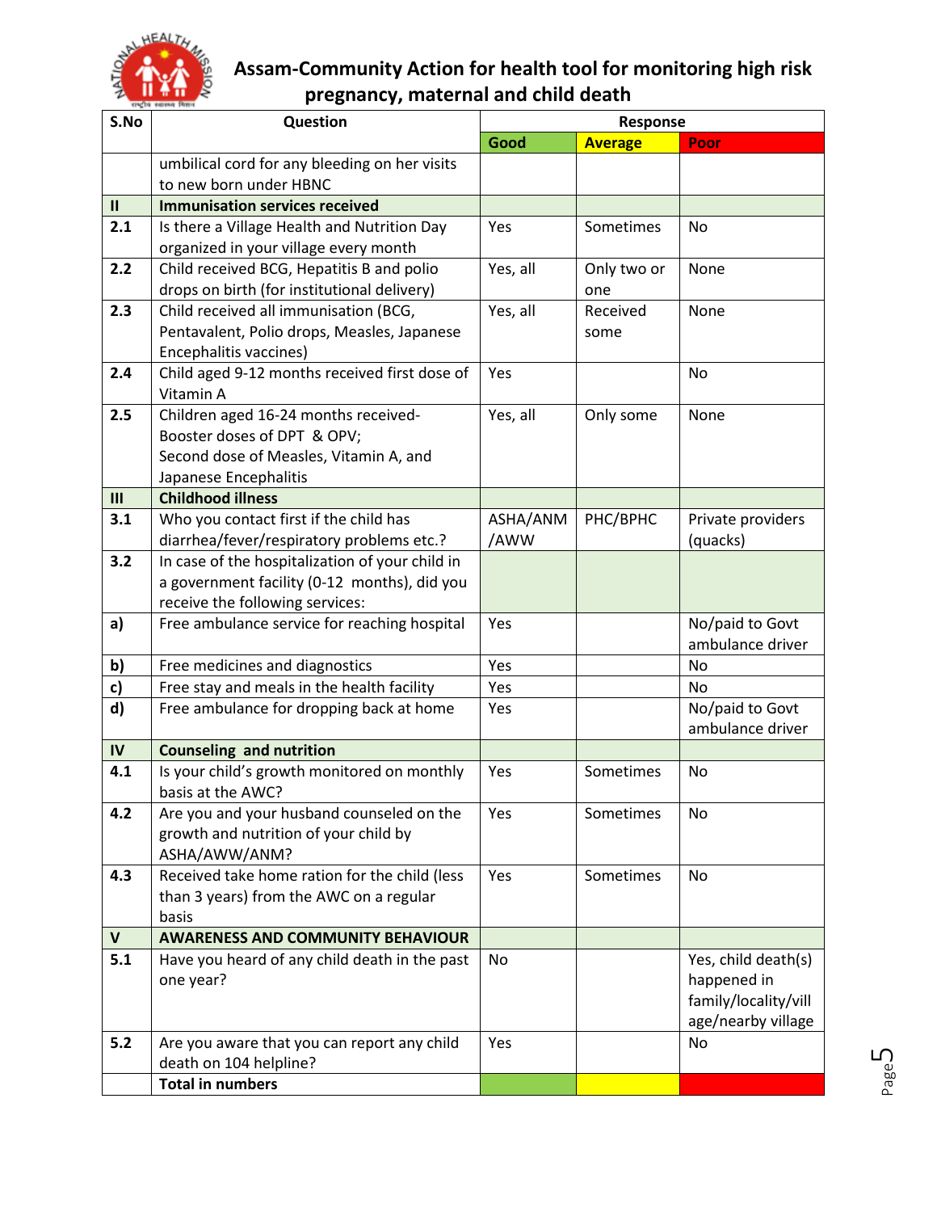# Assam-Community Action for health tool for monitoring high risk pregnancy, maternal and child death

| S.No | Question | Response | | |
|---|---|---|---|---|
| | | **Good** | **Average** | **Poor** |
| | umbilical cord for any bleeding on her visits to new born under HBNC | | | |
| **II** | **Immunisation services received** | | | |
| **2.1** | Is there a Village Health and Nutrition Day organized in your village every month | Yes | Sometimes | No |
| **2.2** | Child received BCG, Hepatitis B and polio drops on birth (for institutional delivery) | Yes, all | Only two or one | None |
| **2.3** | Child received all immunisation (BCG, Pentavalent, Polio drops, Measles, Japanese Encephalitis vaccines) | Yes, all | Received some | None |
| **2.4** | Child aged 9-12 months received first dose of Vitamin A | Yes | | No |
| **2.5** | Children aged 16-24 months received- Booster doses of DPT & OPV; Second dose of Measles, Vitamin A, and Japanese Encephalitis | Yes, all | Only some | None |
| **III** | **Childhood illness** | | | |
| **3.1** | Who you contact first if the child has diarrhea/fever/respiratory problems etc.? | ASHA/ANM /AWW | PHC/BPHC | Private providers (quacks) |
| **3.2** | In case of the hospitalization of your child in a government facility (0-12 months), did you receive the following services: | | | |
| **a)** | Free ambulance service for reaching hospital | Yes | | No/paid to Govt ambulance driver |
| **b)** | Free medicines and diagnostics | Yes | | No |
| **c)** | Free stay and meals in the health facility | Yes | | No |
| **d)** | Free ambulance for dropping back at home | Yes | | No/paid to Govt ambulance driver |
| **IV** | **Counseling and nutrition** | | | |
| **4.1** | Is your child's growth monitored on monthly basis at the AWC? | Yes | Sometimes | No |
| **4.2** | Are you and your husband counseled on the growth and nutrition of your child by ASHA/AWW/ANM? | Yes | Sometimes | No |
| **4.3** | Received take home ration for the child (less than 3 years) from the AWC on a regular basis | Yes | Sometimes | No |
| **V** | **AWARENESS AND COMMUNITY BEHAVIOUR** | | | |
| **5.1** | Have you heard of any child death in the past one year? | No | | Yes, child death(s) happened in family/locality/village/nearby village |
| **5.2** | Are you aware that you can report any child death on 104 helpline? | Yes | | No |
| | **Total in numbers** | | | |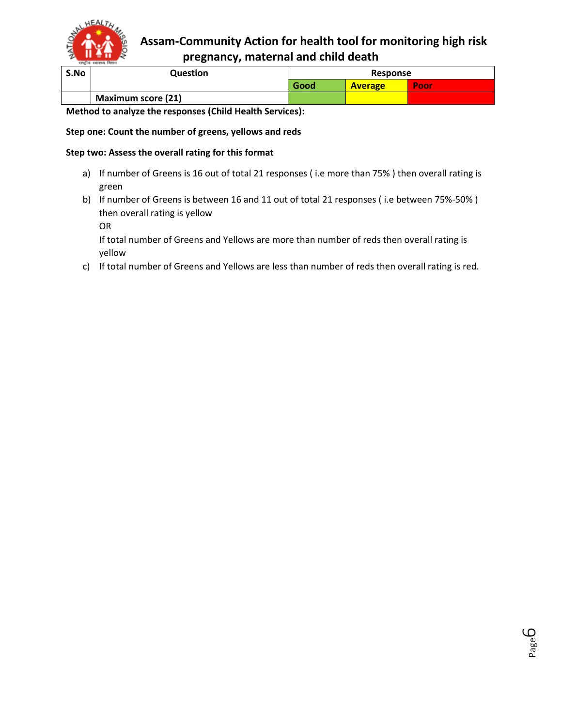# Assam-Community Action for health tool for monitoring high risk pregnancy, maternal and child death

| S.No | Question | Response | | |
|---|---|---|---|---|
| | | Good | Average | Poor |
| | **Maximum score (21)** | | | |

**Method to analyze the responses (Child Health Services):**

**Step one: Count the number of greens, yellows and reds**

**Step two: Assess the overall rating for this format**

a) If number of Greens is 16 out of total 21 responses ( i.e more than 75% ) then overall rating is green

b) If number of Greens is between 16 and 11 out of total 21 responses ( i.e between 75%-50% ) then overall rating is yellow

   OR

   If total number of Greens and Yellows are more than number of reds then overall rating is yellow

c) If total number of Greens and Yellows are less than number of reds then overall rating is red.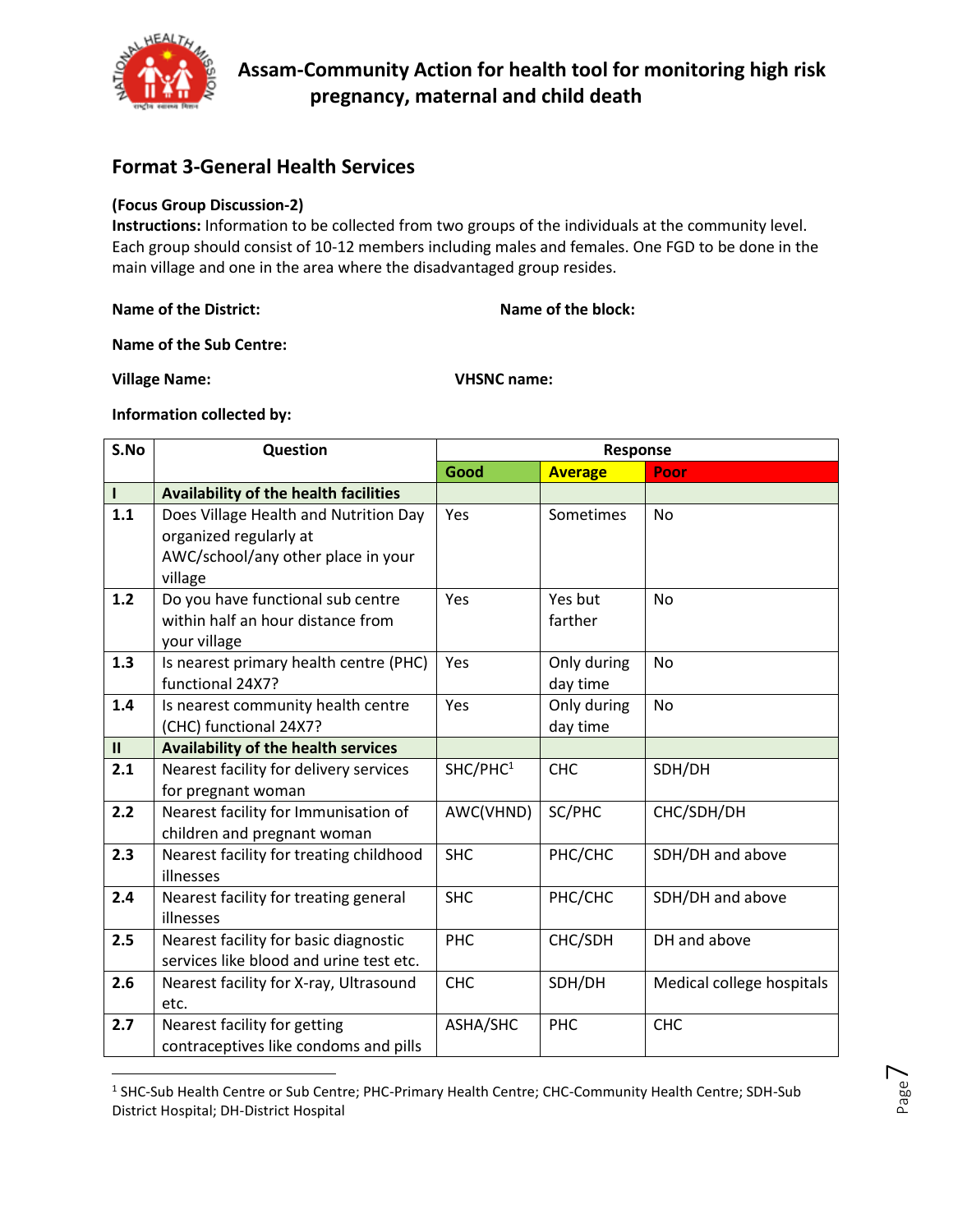# Assam-Community Action for health tool for monitoring high risk pregnancy, maternal and child death

## Format 3-General Health Services

**(Focus Group Discussion-2)**

**Instructions:** Information to be collected from two groups of the individuals at the community level. Each group should consist of 10-12 members including males and females. One FGD to be done in the main village and one in the area where the disadvantaged group resides.

**Name of the District:** **Name of the block:**

**Name of the Sub Centre:**

**Village Name:** **VHSNC name:**

**Information collected by:**

| S.No | Question | Response | | |
|---|---|---|---|---|
| | | **Good** | **Average** | **Poor** |
| **I** | **Availability of the health facilities** | | | |
| **1.1** | Does Village Health and Nutrition Day organized regularly at AWC/school/any other place in your village | Yes | Sometimes | No |
| **1.2** | Do you have functional sub centre within half an hour distance from your village | Yes | Yes but farther | No |
| **1.3** | Is nearest primary health centre (PHC) functional 24X7? | Yes | Only during day time | No |
| **1.4** | Is nearest community health centre (CHC) functional 24X7? | Yes | Only during day time | No |
| **II** | **Availability of the health services** | | | |
| **2.1** | Nearest facility for delivery services for pregnant woman | SHC/PHC[1] | CHC | SDH/DH |
| **2.2** | Nearest facility for Immunisation of children and pregnant woman | AWC(VHND) | SC/PHC | CHC/SDH/DH |
| **2.3** | Nearest facility for treating childhood illnesses | SHC | PHC/CHC | SDH/DH and above |
| **2.4** | Nearest facility for treating general illnesses | SHC | PHC/CHC | SDH/DH and above |
| **2.5** | Nearest facility for basic diagnostic services like blood and urine test etc. | PHC | CHC/SDH | DH and above |
| **2.6** | Nearest facility for X-ray, Ultrasound etc. | CHC | SDH/DH | Medical college hospitals |
| **2.7** | Nearest facility for getting contraceptives like condoms and pills | ASHA/SHC | PHC | CHC |

[1] SHC-Sub Health Centre or Sub Centre; PHC-Primary Health Centre; CHC-Community Health Centre; SDH-Sub District Hospital; DH-District Hospital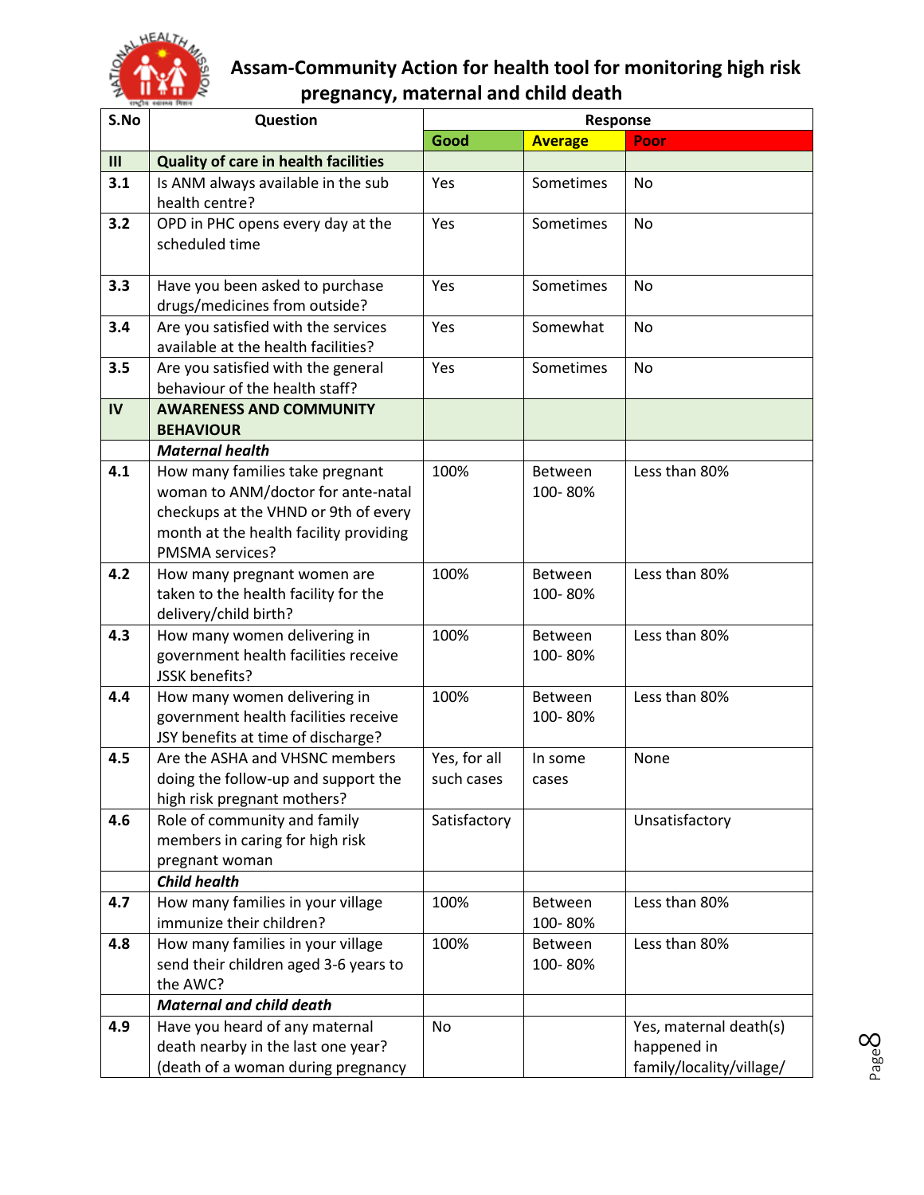# Assam-Community Action for health tool for monitoring high risk pregnancy, maternal and child death

| S.No | Question | Response | | |
|---|---|---|---|---|
| | | **Good** | **Average** | **Poor** |
| **III** | **Quality of care in health facilities** | | | |
| **3.1** | Is ANM always available in the sub health centre? | Yes | Sometimes | No |
| **3.2** | OPD in PHC opens every day at the scheduled time | Yes | Sometimes | No |
| **3.3** | Have you been asked to purchase drugs/medicines from outside? | Yes | Sometimes | No |
| **3.4** | Are you satisfied with the services available at the health facilities? | Yes | Somewhat | No |
| **3.5** | Are you satisfied with the general behaviour of the health staff? | Yes | Sometimes | No |
| **IV** | **AWARENESS AND COMMUNITY BEHAVIOUR** | | | |
| | ***Maternal health*** | | | |
| **4.1** | How many families take pregnant woman to ANM/doctor for ante-natal checkups at the VHND or 9th of every month at the health facility providing PMSMA services? | 100% | Between 100- 80% | Less than 80% |
| **4.2** | How many pregnant women are taken to the health facility for the delivery/child birth? | 100% | Between 100- 80% | Less than 80% |
| **4.3** | How many women delivering in government health facilities receive JSSK benefits? | 100% | Between 100- 80% | Less than 80% |
| **4.4** | How many women delivering in government health facilities receive JSY benefits at time of discharge? | 100% | Between 100- 80% | Less than 80% |
| **4.5** | Are the ASHA and VHSNC members doing the follow-up and support the high risk pregnant mothers? | Yes, for all such cases | In some cases | None |
| **4.6** | Role of community and family members in caring for high risk pregnant woman | Satisfactory | | Unsatisfactory |
| | ***Child health*** | | | |
| **4.7** | How many families in your village immunize their children? | 100% | Between 100- 80% | Less than 80% |
| **4.8** | How many families in your village send their children aged 3-6 years to the AWC? | 100% | Between 100- 80% | Less than 80% |
| | ***Maternal and child death*** | | | |
| **4.9** | Have you heard of any maternal death nearby in the last one year? (death of a woman during pregnancy | No | | Yes, maternal death(s) happened in family/locality/village/ |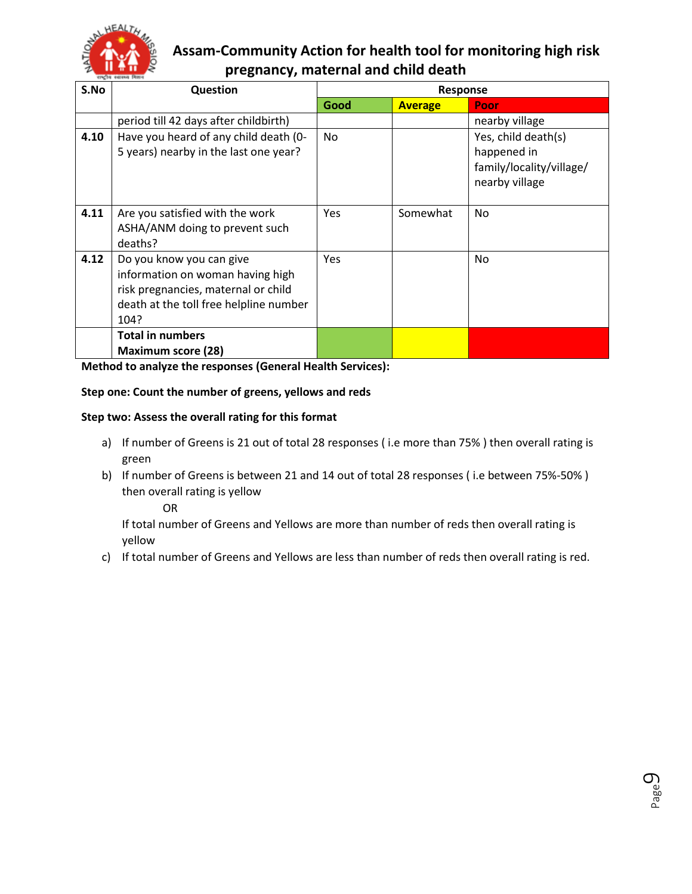# Assam-Community Action for health tool for monitoring high risk pregnancy, maternal and child death

| S.No | Question | Response | | |
|---|---|---|---|---|
| | | Good | Average | Poor |
| | period till 42 days after childbirth) | | | nearby village |
| **4.10** | Have you heard of any child death (0-5 years) nearby in the last one year? | No | | Yes, child death(s) happened in family/locality/village/ nearby village |
| **4.11** | Are you satisfied with the work ASHA/ANM doing to prevent such deaths? | Yes | Somewhat | No |
| **4.12** | Do you know you can give information on woman having high risk pregnancies, maternal or child death at the toll free helpline number 104? | Yes | | No |
| | **Total in numbers** **Maximum score (28)** | | | |

**Method to analyze the responses (General Health Services):**

**Step one: Count the number of greens, yellows and reds**

**Step two: Assess the overall rating for this format**

a) If number of Greens is 21 out of total 28 responses ( i.e more than 75% ) then overall rating is green

b) If number of Greens is between 21 and 14 out of total 28 responses ( i.e between 75%-50% ) then overall rating is yellow

OR

If total number of Greens and Yellows are more than number of reds then overall rating is yellow

c) If total number of Greens and Yellows are less than number of reds then overall rating is red.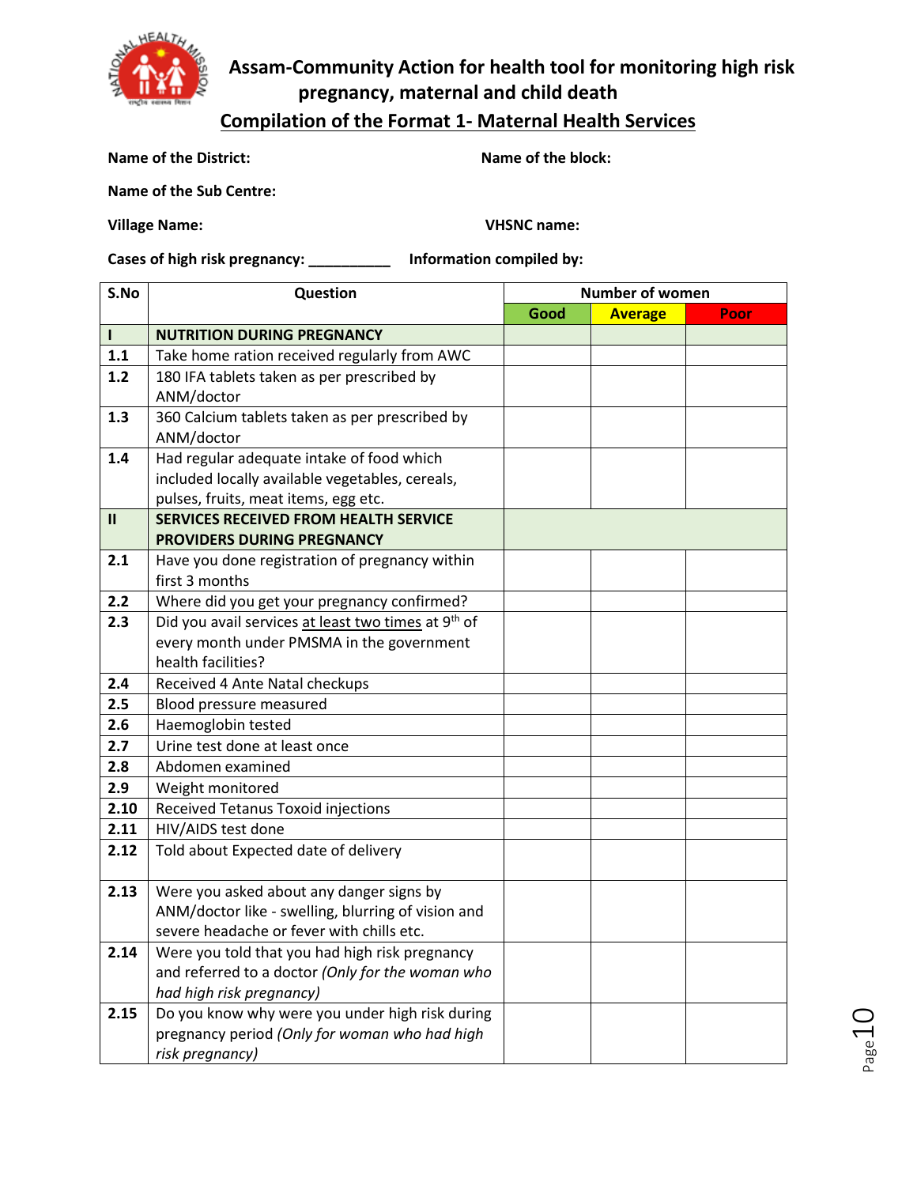## Assam-Community Action for health tool for monitoring high risk pregnancy, maternal and child death

## Compilation of the Format 1- Maternal Health Services

**Name of the District:** **Name of the block:**

**Name of the Sub Centre:**

**Village Name:** **VHSNC name:**

**Cases of high risk pregnancy: __________** **Information compiled by:**

| S.No | Question | Number of women | | |
|---|---|---|---|---|
| | | Good | Average | Poor |
| **I** | **NUTRITION DURING PREGNANCY** | | | |
| **1.1** | Take home ration received regularly from AWC | | | |
| **1.2** | 180 IFA tablets taken as per prescribed by ANM/doctor | | | |
| **1.3** | 360 Calcium tablets taken as per prescribed by ANM/doctor | | | |
| **1.4** | Had regular adequate intake of food which included locally available vegetables, cereals, pulses, fruits, meat items, egg etc. | | | |
| **II** | **SERVICES RECEIVED FROM HEALTH SERVICE PROVIDERS DURING PREGNANCY** | | | |
| **2.1** | Have you done registration of pregnancy within first 3 months | | | |
| **2.2** | Where did you get your pregnancy confirmed? | | | |
| **2.3** | Did you avail services at least two times at 9th of every month under PMSMA in the government health facilities? | | | |
| **2.4** | Received 4 Ante Natal checkups | | | |
| **2.5** | Blood pressure measured | | | |
| **2.6** | Haemoglobin tested | | | |
| **2.7** | Urine test done at least once | | | |
| **2.8** | Abdomen examined | | | |
| **2.9** | Weight monitored | | | |
| **2.10** | Received Tetanus Toxoid injections | | | |
| **2.11** | HIV/AIDS test done | | | |
| **2.12** | Told about Expected date of delivery | | | |
| **2.13** | Were you asked about any danger signs by ANM/doctor like - swelling, blurring of vision and severe headache or fever with chills etc. | | | |
| **2.14** | Were you told that you had high risk pregnancy and referred to a doctor *(Only for the woman who had high risk pregnancy)* | | | |
| **2.15** | Do you know why were you under high risk during pregnancy period *(Only for woman who had high risk pregnancy)* | | | |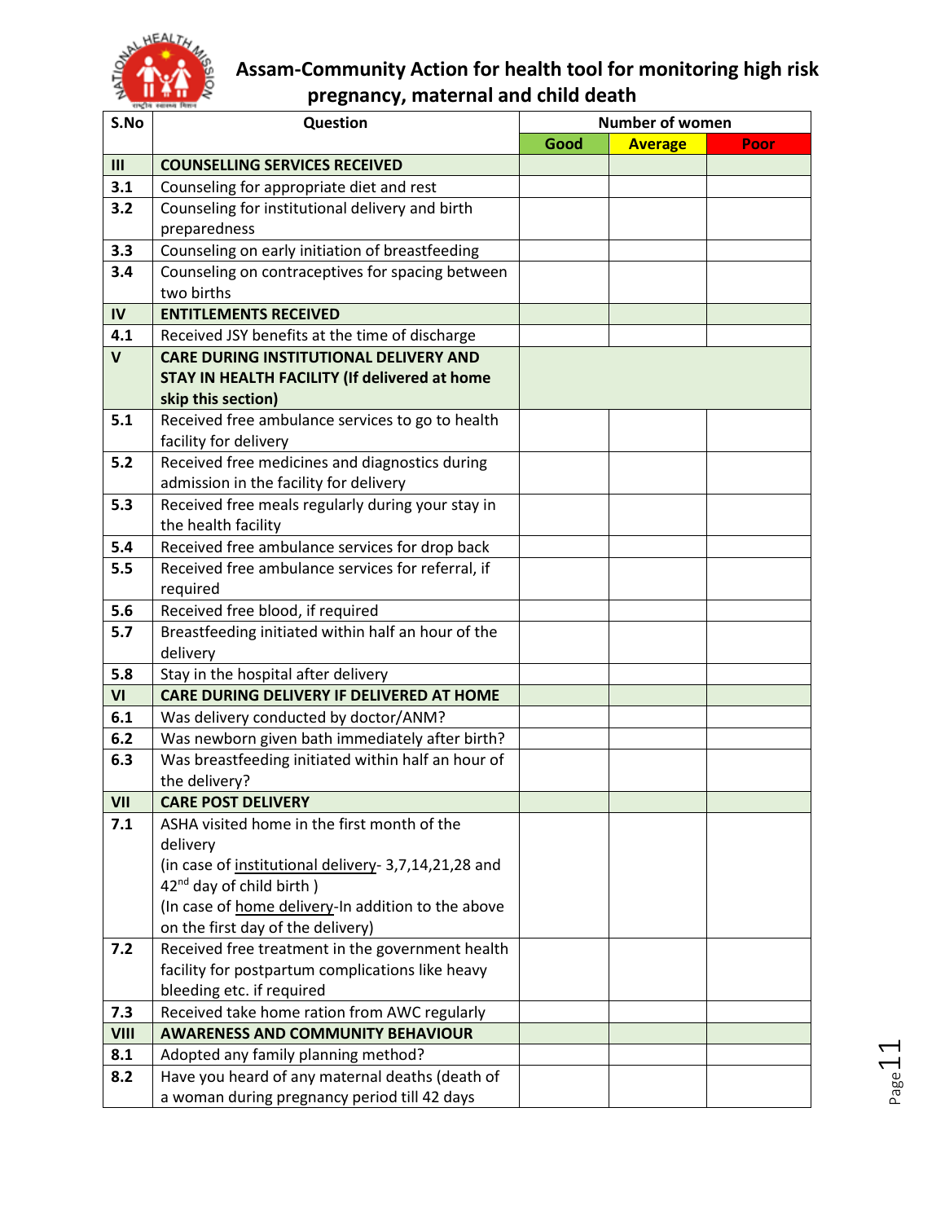# Assam-Community Action for health tool for monitoring high risk pregnancy, maternal and child death

| S.No | Question | Number of women | | |
|---|---|---|---|---|
| | | Good | Average | Poor |
| **III** | **COUNSELLING SERVICES RECEIVED** | | | |
| **3.1** | Counseling for appropriate diet and rest | | | |
| **3.2** | Counseling for institutional delivery and birth preparedness | | | |
| **3.3** | Counseling on early initiation of breastfeeding | | | |
| **3.4** | Counseling on contraceptives for spacing between two births | | | |
| **IV** | **ENTITLEMENTS RECEIVED** | | | |
| **4.1** | Received JSY benefits at the time of discharge | | | |
| **V** | **CARE DURING INSTITUTIONAL DELIVERY AND STAY IN HEALTH FACILITY (If delivered at home skip this section)** | | | |
| **5.1** | Received free ambulance services to go to health facility for delivery | | | |
| **5.2** | Received free medicines and diagnostics during admission in the facility for delivery | | | |
| **5.3** | Received free meals regularly during your stay in the health facility | | | |
| **5.4** | Received free ambulance services for drop back | | | |
| **5.5** | Received free ambulance services for referral, if required | | | |
| **5.6** | Received free blood, if required | | | |
| **5.7** | Breastfeeding initiated within half an hour of the delivery | | | |
| **5.8** | Stay in the hospital after delivery | | | |
| **VI** | **CARE DURING DELIVERY IF DELIVERED AT HOME** | | | |
| **6.1** | Was delivery conducted by doctor/ANM? | | | |
| **6.2** | Was newborn given bath immediately after birth? | | | |
| **6.3** | Was breastfeeding initiated within half an hour of the delivery? | | | |
| **VII** | **CARE POST DELIVERY** | | | |
| **7.1** | ASHA visited home in the first month of the delivery (in case of institutional delivery- 3,7,14,21,28 and 42nd day of child birth ) (In case of home delivery-In addition to the above on the first day of the delivery) | | | |
| **7.2** | Received free treatment in the government health facility for postpartum complications like heavy bleeding etc. if required | | | |
| **7.3** | Received take home ration from AWC regularly | | | |
| **VIII** | **AWARENESS AND COMMUNITY BEHAVIOUR** | | | |
| **8.1** | Adopted any family planning method? | | | |
| **8.2** | Have you heard of any maternal deaths (death of a woman during pregnancy period till 42 days | | | |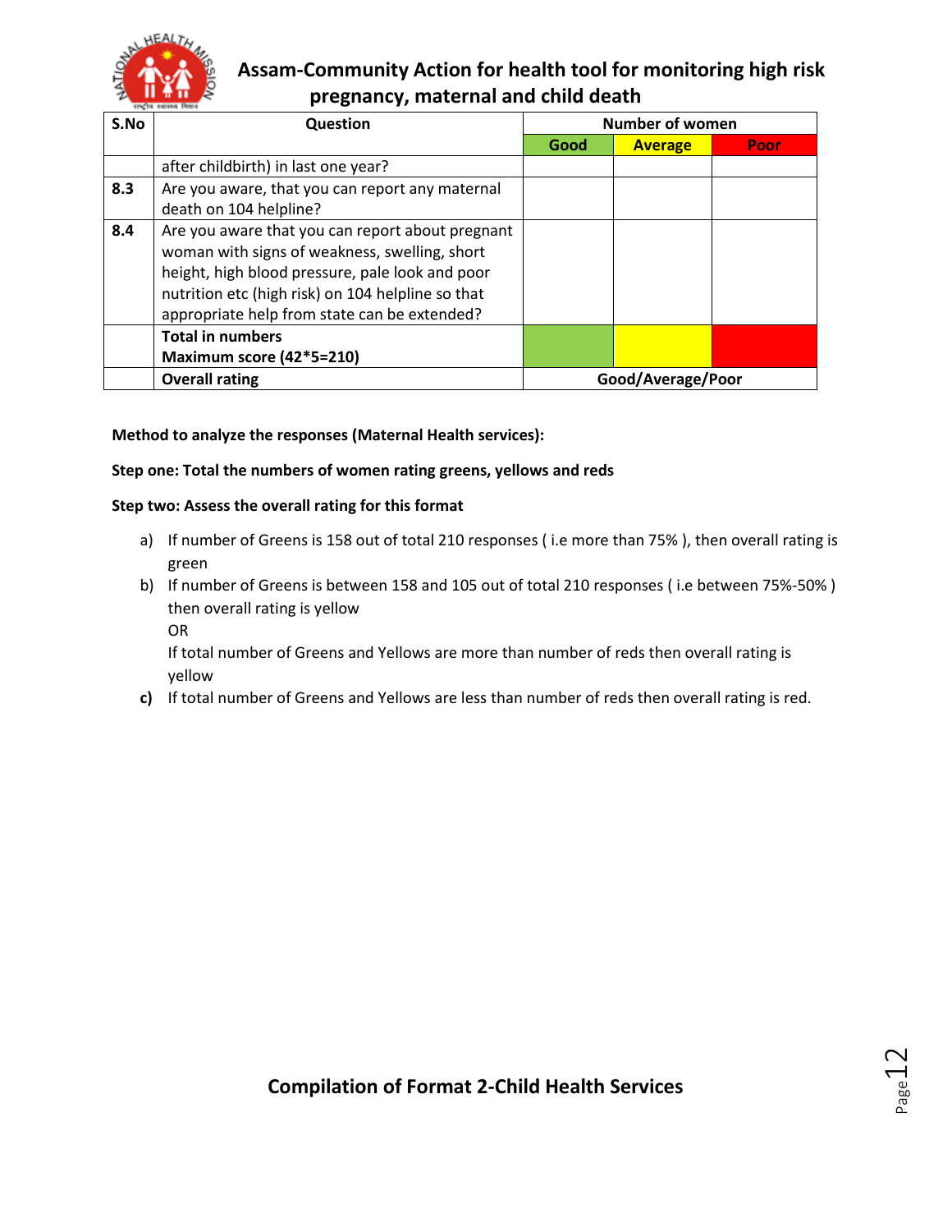# Assam-Community Action for health tool for monitoring high risk pregnancy, maternal and child death

| S.No | Question | Number of women | | |
|---|---|---|---|---|
| | | Good | Average | Poor |
| | after childbirth) in last one year? | | | |
| **8.3** | Are you aware, that you can report any maternal death on 104 helpline? | | | |
| **8.4** | Are you aware that you can report about pregnant woman with signs of weakness, swelling, short height, high blood pressure, pale look and poor nutrition etc (high risk) on 104 helpline so that appropriate help from state can be extended? | | | |
| | **Total in numbers**<br>**Maximum score (42*5=210)** | | | |
| | **Overall rating** | **Good/Average/Poor** | | |

**Method to analyze the responses (Maternal Health services):**

**Step one: Total the numbers of women rating greens, yellows and reds**

**Step two: Assess the overall rating for this format**

a) If number of Greens is 158 out of total 210 responses ( i.e more than 75% ), then overall rating is green

b) If number of Greens is between 158 and 105 out of total 210 responses ( i.e between 75%-50% ) then overall rating is yellow

   OR

   If total number of Greens and Yellows are more than number of reds then overall rating is yellow

**c)** If total number of Greens and Yellows are less than number of reds then overall rating is red.

## Compilation of Format 2-Child Health Services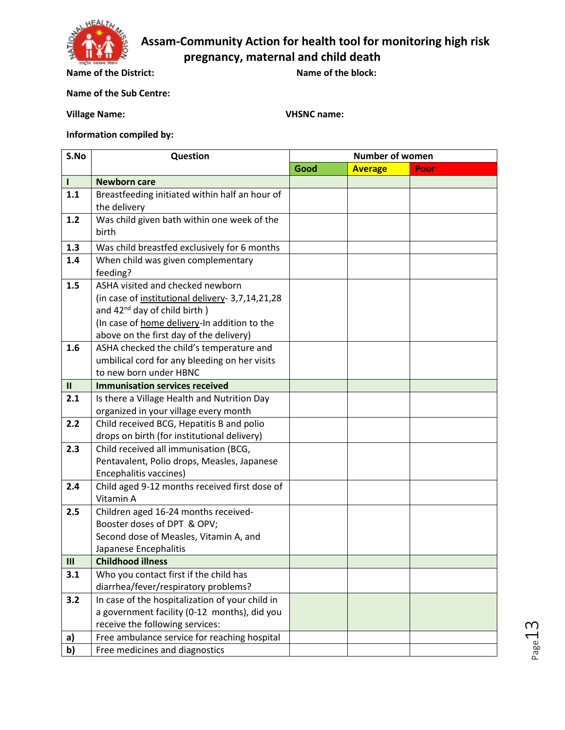# Assam-Community Action for health tool for monitoring high risk pregnancy, maternal and child death

**Name of the District:** **Name of the block:**

**Name of the Sub Centre:**

**Village Name:** **VHSNC name:**

**Information compiled by:**

| S.No | Question | Number of women | | |
|---|---|---|---|---|
| | | Good | Average | Poor |
| **I** | **Newborn care** | | | |
| **1.1** | Breastfeeding initiated within half an hour of the delivery | | | |
| **1.2** | Was child given bath within one week of the birth | | | |
| **1.3** | Was child breastfed exclusively for 6 months | | | |
| **1.4** | When child was given complementary feeding? | | | |
| **1.5** | ASHA visited and checked newborn (in case of institutional delivery- 3,7,14,21,28 and 42nd day of child birth ) (In case of home delivery-In addition to the above on the first day of the delivery) | | | |
| **1.6** | ASHA checked the child's temperature and umbilical cord for any bleeding on her visits to new born under HBNC | | | |
| **II** | **Immunisation services received** | | | |
| **2.1** | Is there a Village Health and Nutrition Day organized in your village every month | | | |
| **2.2** | Child received BCG, Hepatitis B and polio drops on birth (for institutional delivery) | | | |
| **2.3** | Child received all immunisation (BCG, Pentavalent, Polio drops, Measles, Japanese Encephalitis vaccines) | | | |
| **2.4** | Child aged 9-12 months received first dose of Vitamin A | | | |
| **2.5** | Children aged 16-24 months received- Booster doses of DPT & OPV; Second dose of Measles, Vitamin A, and Japanese Encephalitis | | | |
| **III** | **Childhood illness** | | | |
| **3.1** | Who you contact first if the child has diarrhea/fever/respiratory problems? | | | |
| **3.2** | In case of the hospitalization of your child in a government facility (0-12 months), did you receive the following services: | | | |
| **a)** | Free ambulance service for reaching hospital | | | |
| **b)** | Free medicines and diagnostics | | | |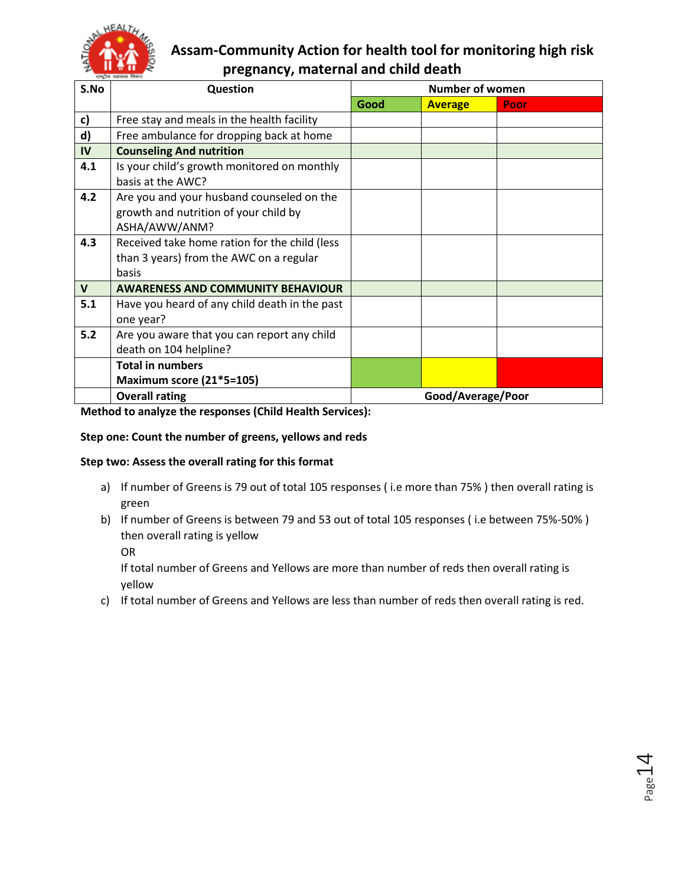## Assam-Community Action for health tool for monitoring high risk pregnancy, maternal and child death

| S.No | Question | Number of women | | |
|---|---|---|---|---|
| | | Good | Average | Poor |
| c) | Free stay and meals in the health facility | | | |
| d) | Free ambulance for dropping back at home | | | |
| **IV** | **Counseling And nutrition** | | | |
| **4.1** | Is your child's growth monitored on monthly basis at the AWC? | | | |
| **4.2** | Are you and your husband counseled on the growth and nutrition of your child by ASHA/AWW/ANM? | | | |
| **4.3** | Received take home ration for the child (less than 3 years) from the AWC on a regular basis | | | |
| **V** | **AWARENESS AND COMMUNITY BEHAVIOUR** | | | |
| **5.1** | Have you heard of any child death in the past one year? | | | |
| **5.2** | Are you aware that you can report any child death on 104 helpline? | | | |
| | **Total in numbers**<br>**Maximum score (21*5=105)** | | | |
| | **Overall rating** | **Good/Average/Poor** | | |

**Method to analyze the responses (Child Health Services):**

**Step one: Count the number of greens, yellows and reds**

**Step two: Assess the overall rating for this format**

a) If number of Greens is 79 out of total 105 responses ( i.e more than 75% ) then overall rating is green

b) If number of Greens is between 79 and 53 out of total 105 responses ( i.e between 75%-50% ) then overall rating is yellow

   OR

   If total number of Greens and Yellows are more than number of reds then overall rating is yellow

c) If total number of Greens and Yellows are less than number of reds then overall rating is red.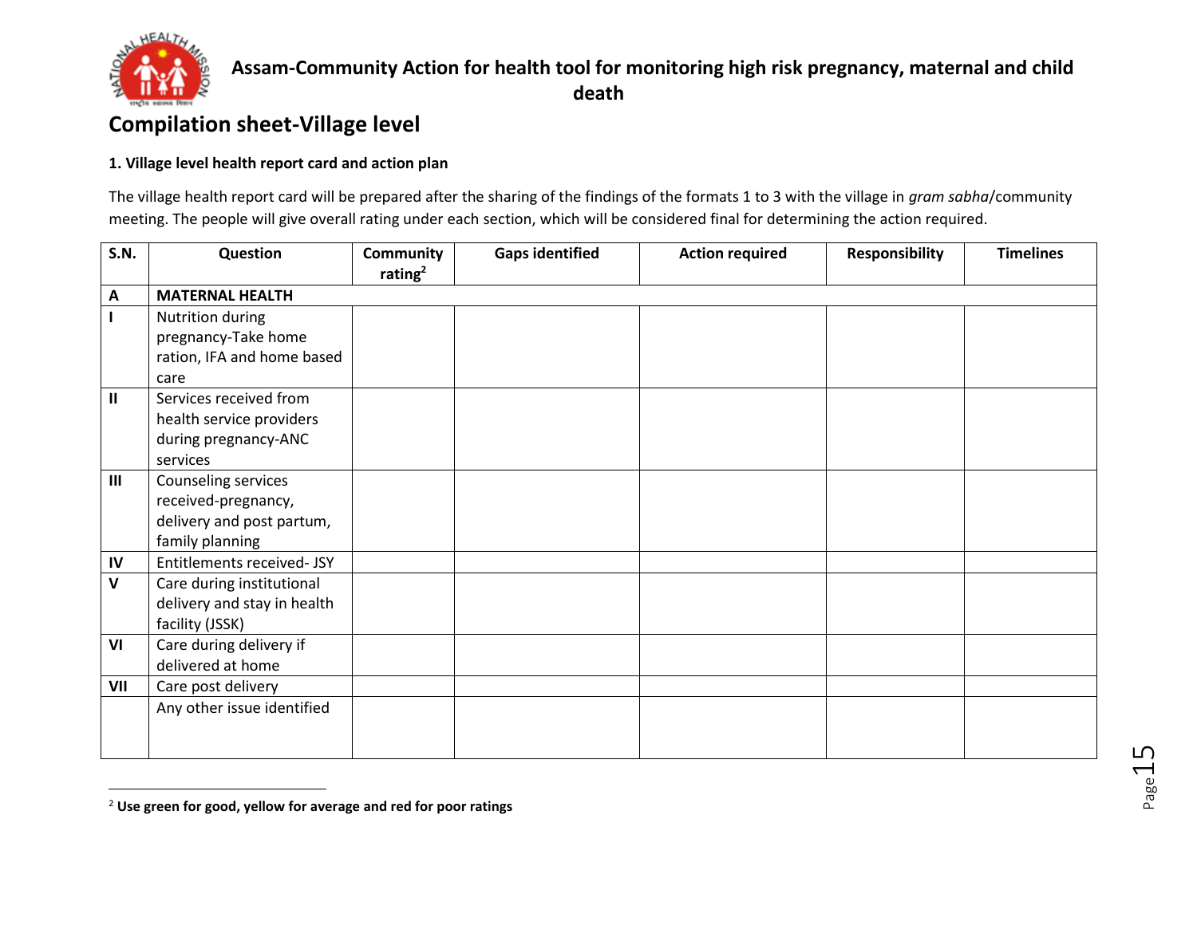# Assam-Community Action for health tool for monitoring high risk pregnancy, maternal and child death

## Compilation sheet-Village level

### 1. Village level health report card and action plan

The village health report card will be prepared after the sharing of the findings of the formats 1 to 3 with the village in *gram sabha*/community meeting. The people will give overall rating under each section, which will be considered final for determining the action required.

| S.N. | Question | Community rating[2] | Gaps identified | Action required | Responsibility | Timelines |
|---|---|---|---|---|---|---|
| **A** | **MATERNAL HEALTH** | | | | | |
| **I** | Nutrition during pregnancy-Take home ration, IFA and home based care | | | | | |
| **II** | Services received from health service providers during pregnancy-ANC services | | | | | |
| **III** | Counseling services received-pregnancy, delivery and post partum, family planning | | | | | |
| **IV** | Entitlements received- JSY | | | | | |
| **V** | Care during institutional delivery and stay in health facility (JSSK) | | | | | |
| **VI** | Care during delivery if delivered at home | | | | | |
| **VII** | Care post delivery | | | | | |
| | Any other issue identified | | | | | |

[2] **Use green for good, yellow for average and red for poor ratings**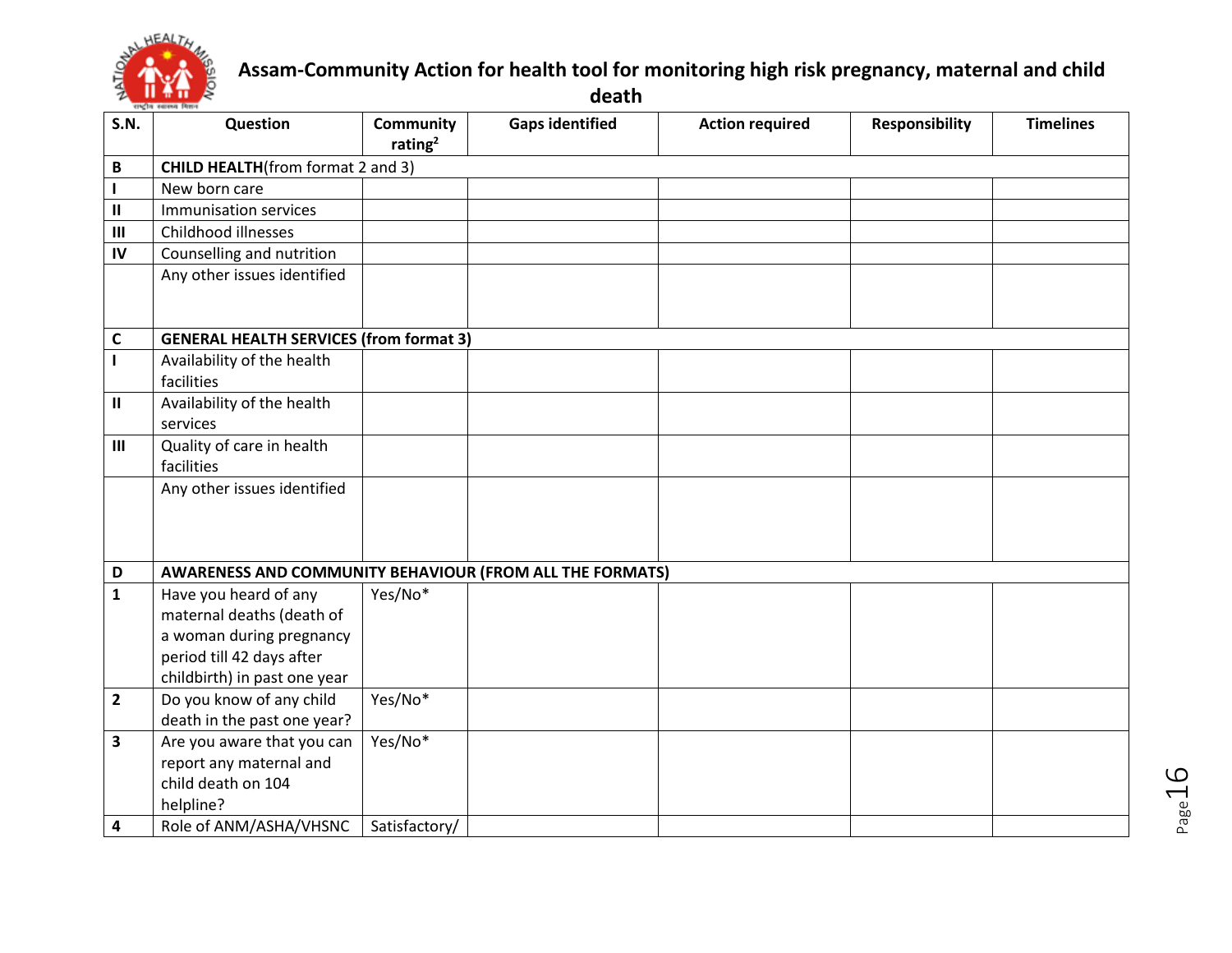# Assam-Community Action for health tool for monitoring high risk pregnancy, maternal and child death

| S.N. | Question | Community rating[2] | Gaps identified | Action required | Responsibility | Timelines |
|---|---|---|---|---|---|---|
| **B** | **CHILD HEALTH**(from format 2 and 3) | | | | | |
| **I** | New born care | | | | | |
| **II** | Immunisation services | | | | | |
| **III** | Childhood illnesses | | | | | |
| **IV** | Counselling and nutrition | | | | | |
| | Any other issues identified | | | | | |
| **C** | **GENERAL HEALTH SERVICES (from format 3)** | | | | | |
| **I** | Availability of the health facilities | | | | | |
| **II** | Availability of the health services | | | | | |
| **III** | Quality of care in health facilities | | | | | |
| | Any other issues identified | | | | | |
| **D** | **AWARENESS AND COMMUNITY BEHAVIOUR (FROM ALL THE FORMATS)** | | | | | |
| **1** | Have you heard of any maternal deaths (death of a woman during pregnancy period till 42 days after childbirth) in past one year | Yes/No* | | | | |
| **2** | Do you know of any child death in the past one year? | Yes/No* | | | | |
| **3** | Are you aware that you can report any maternal and child death on 104 helpline? | Yes/No* | | | | |
| **4** | Role of ANM/ASHA/VHSNC | Satisfactory/ | | | | |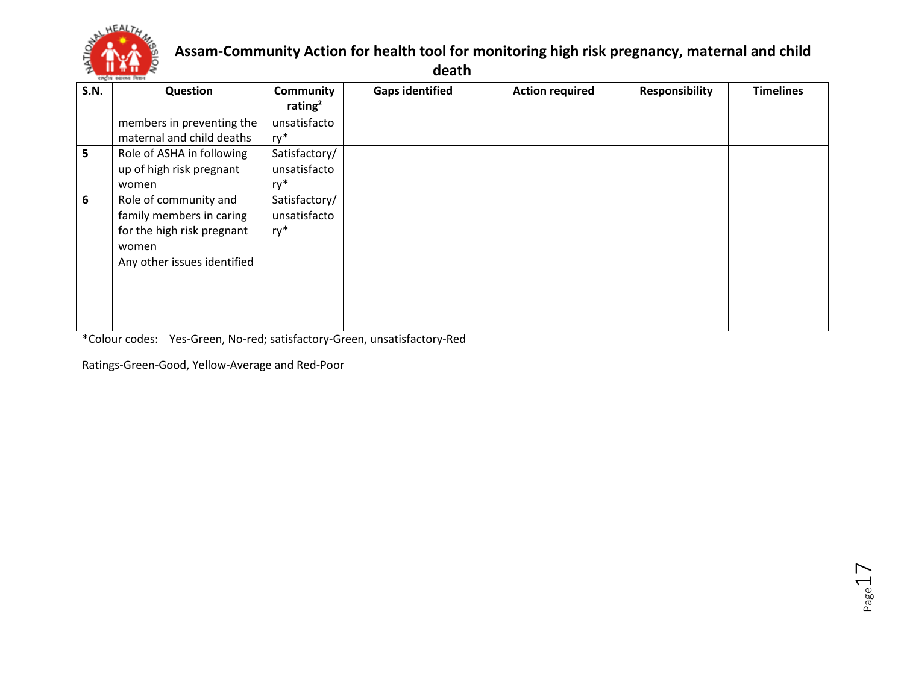# Assam-Community Action for health tool for monitoring high risk pregnancy, maternal and child death

| S.N. | Question | Community rating[2] | Gaps identified | Action required | Responsibility | Timelines |
|---|---|---|---|---|---|---|
| | members in preventing the maternal and child deaths | unsatisfactory* | | | | |
| 5 | Role of ASHA in following up of high risk pregnant women | Satisfactory/ unsatisfactory* | | | | |
| 6 | Role of community and family members in caring for the high risk pregnant women | Satisfactory/ unsatisfactory* | | | | |
| | Any other issues identified | | | | | |

*Colour codes: Yes-Green, No-red; satisfactory-Green, unsatisfactory-Red

Ratings-Green-Good, Yellow-Average and Red-Poor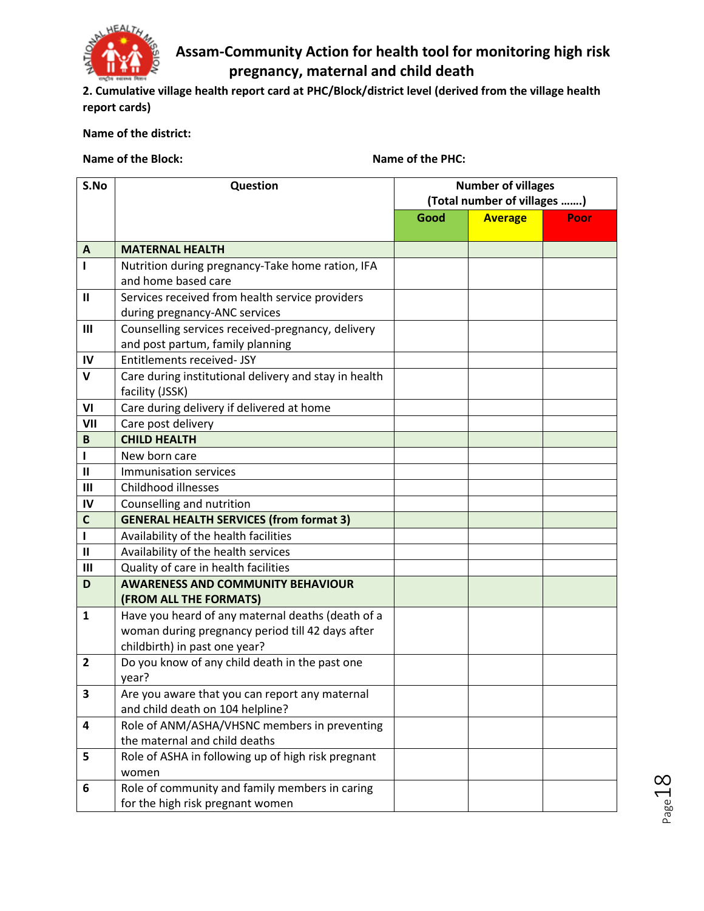# Assam-Community Action for health tool for monitoring high risk pregnancy, maternal and child death

**2. Cumulative village health report card at PHC/Block/district level (derived from the village health report cards)**

**Name of the district:**

**Name of the Block:** **Name of the PHC:**

| S.No | Question | Number of villages (Total number of villages …….) | | |
|---|---|---|---|---|
| | | Good | Average | Poor |
| **A** | **MATERNAL HEALTH** | | | |
| I | Nutrition during pregnancy-Take home ration, IFA and home based care | | | |
| II | Services received from health service providers during pregnancy-ANC services | | | |
| III | Counselling services received-pregnancy, delivery and post partum, family planning | | | |
| IV | Entitlements received- JSY | | | |
| V | Care during institutional delivery and stay in health facility (JSSK) | | | |
| VI | Care during delivery if delivered at home | | | |
| VII | Care post delivery | | | |
| **B** | **CHILD HEALTH** | | | |
| I | New born care | | | |
| II | Immunisation services | | | |
| III | Childhood illnesses | | | |
| IV | Counselling and nutrition | | | |
| **C** | **GENERAL HEALTH SERVICES (from format 3)** | | | |
| I | Availability of the health facilities | | | |
| II | Availability of the health services | | | |
| III | Quality of care in health facilities | | | |
| **D** | **AWARENESS AND COMMUNITY BEHAVIOUR (FROM ALL THE FORMATS)** | | | |
| 1 | Have you heard of any maternal deaths (death of a woman during pregnancy period till 42 days after childbirth) in past one year? | | | |
| 2 | Do you know of any child death in the past one year? | | | |
| 3 | Are you aware that you can report any maternal and child death on 104 helpline? | | | |
| 4 | Role of ANM/ASHA/VHSNC members in preventing the maternal and child deaths | | | |
| 5 | Role of ASHA in following up of high risk pregnant women | | | |
| 6 | Role of community and family members in caring for the high risk pregnant women | | | |